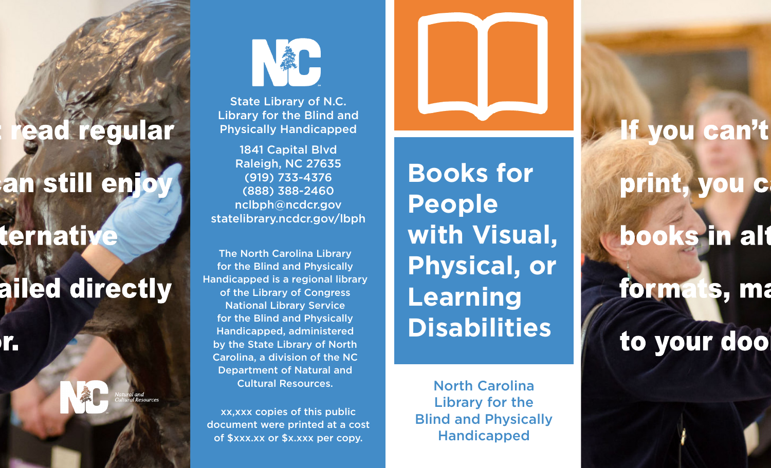read regular

can still enjoy

ternative

ailed directly

r.

Natural and Cultural Resources

State Library of N.C.
Library for the Blind and Physically Handicapped

1841 Capital Blvd
Raleigh, NC 27635
(919) 733-4376
(888) 388-2460
nclbph@ncdcr.gov
statelibrary.ncdcr.gov/lbph

The North Carolina Library for the Blind and Physically Handicapped is a regional library of the Library of Congress National Library Service for the Blind and Physically Handicapped, administered by the State Library of North Carolina, a division of the NC Department of Natural and Cultural Resources.

xx,xxx copies of this public document were printed at a cost of $xxx.xx or $x.xxx per copy.

# Books for People with Visual, Physical, or Learning Disabilities

North Carolina Library for the Blind and Physically Handicapped

If you can't

print, you ca

books in alt

formats, ma

to your doo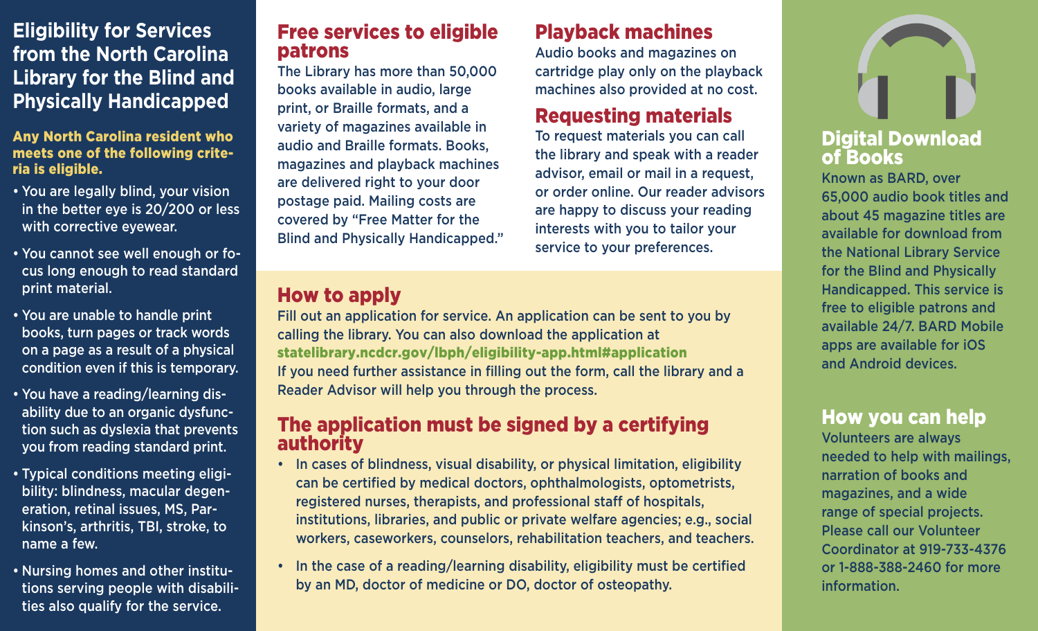# Eligibility for Services from the North Carolina Library for the Blind and Physically Handicapped

**Any North Carolina resident who meets one of the following criteria is eligible.**

- You are legally blind, your vision in the better eye is 20/200 or less with corrective eyewear.
- You cannot see well enough or focus long enough to read standard print material.
- You are unable to handle print books, turn pages or track words on a page as a result of a physical condition even if this is temporary.
- You have a reading/learning disability due to an organic dysfunction such as dyslexia that prevents you from reading standard print.
- Typical conditions meeting eligibility: blindness, macular degeneration, retinal issues, MS, Parkinson's, arthritis, TBI, stroke, to name a few.
- Nursing homes and other institutions serving people with disabilities also qualify for the service.

## Free services to eligible patrons

The Library has more than 50,000 books available in audio, large print, or Braille formats, and a variety of magazines available in audio and Braille formats. Books, magazines and playback machines are delivered right to your door postage paid. Mailing costs are covered by "Free Matter for the Blind and Physically Handicapped."

## Playback machines

Audio books and magazines on cartridge play only on the playback machines also provided at no cost.

## Requesting materials

To request materials you can call the library and speak with a reader advisor, email or mail in a request, or order online. Our reader advisors are happy to discuss your reading interests with you to tailor your service to your preferences.

## How to apply

Fill out an application for service. An application can be sent to you by calling the library. You can also download the application at **statelibrary.ncdcr.gov/lbph/eligibility-app.html#application** If you need further assistance in filling out the form, call the library and a Reader Advisor will help you through the process.

## The application must be signed by a certifying authority

- In cases of blindness, visual disability, or physical limitation, eligibility can be certified by medical doctors, ophthalmologists, optometrists, registered nurses, therapists, and professional staff of hospitals, institutions, libraries, and public or private welfare agencies; e.g., social workers, caseworkers, counselors, rehabilitation teachers, and teachers.
- In the case of a reading/learning disability, eligibility must be certified by an MD, doctor of medicine or DO, doctor of osteopathy.

## Digital Download of Books

Known as BARD, over 65,000 audio book titles and about 45 magazine titles are available for download from the National Library Service for the Blind and Physically Handicapped. This service is free to eligible patrons and available 24/7. BARD Mobile apps are available for iOS and Android devices.

## How you can help

Volunteers are always needed to help with mailings, narration of books and magazines, and a wide range of special projects. Please call our Volunteer Coordinator at 919-733-4376 or 1-888-388-2460 for more information.